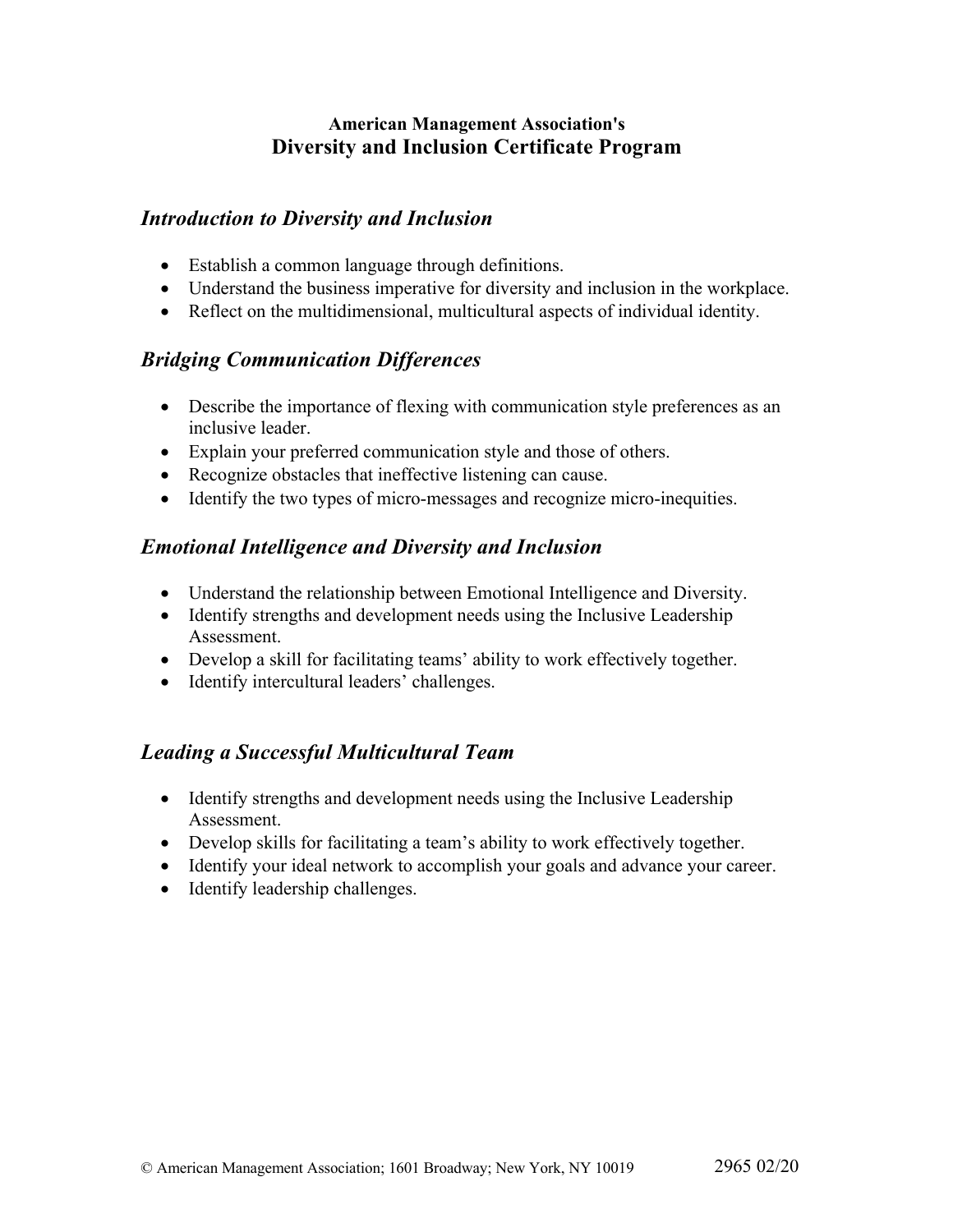**American Management Association's**
# Diversity and Inclusion Certificate Program

## *Introduction to Diversity and Inclusion*

- Establish a common language through definitions.
- Understand the business imperative for diversity and inclusion in the workplace.
- Reflect on the multidimensional, multicultural aspects of individual identity.

## *Bridging Communication Differences*

- Describe the importance of flexing with communication style preferences as an inclusive leader.
- Explain your preferred communication style and those of others.
- Recognize obstacles that ineffective listening can cause.
- Identify the two types of micro-messages and recognize micro-inequities.

## *Emotional Intelligence and Diversity and Inclusion*

- Understand the relationship between Emotional Intelligence and Diversity.
- Identify strengths and development needs using the Inclusive Leadership Assessment.
- Develop a skill for facilitating teams' ability to work effectively together.
- Identify intercultural leaders' challenges.

## *Leading a Successful Multicultural Team*

- Identify strengths and development needs using the Inclusive Leadership Assessment.
- Develop skills for facilitating a team's ability to work effectively together.
- Identify your ideal network to accomplish your goals and advance your career.
- Identify leadership challenges.

© American Management Association; 1601 Broadway; New York, NY 10019 2965 02/20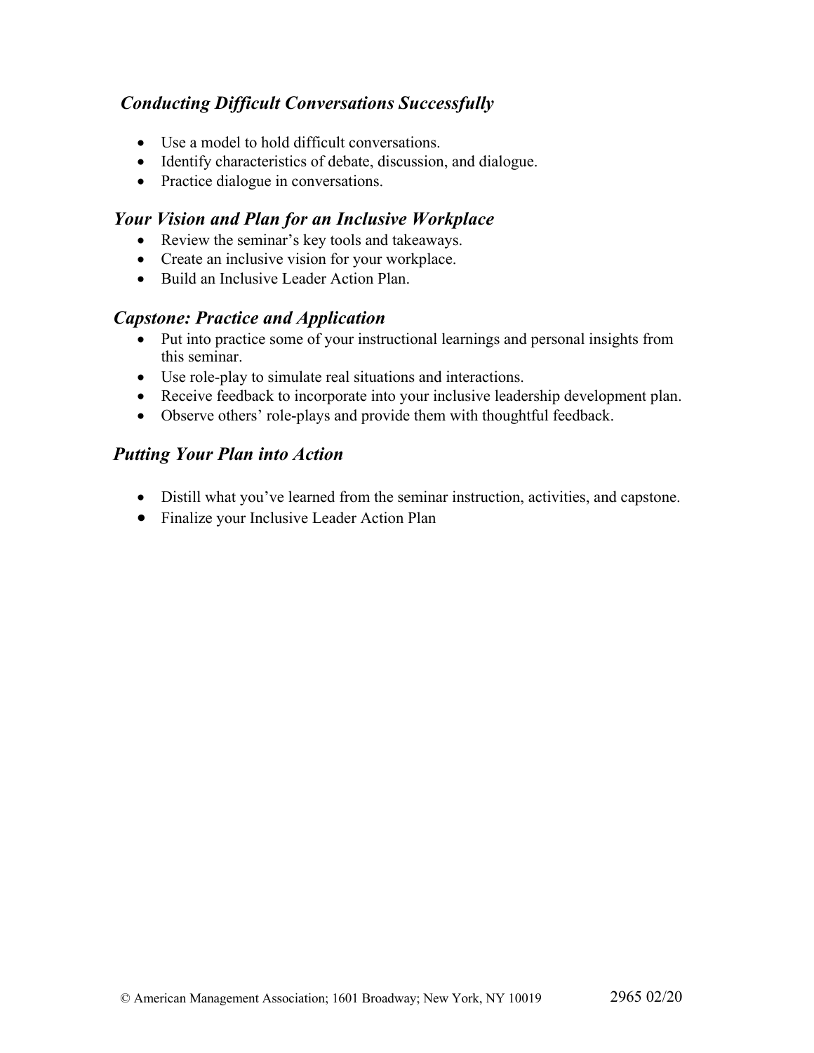### *Conducting Difficult Conversations Successfully*

- Use a model to hold difficult conversations.
- Identify characteristics of debate, discussion, and dialogue.
- Practice dialogue in conversations.

### *Your Vision and Plan for an Inclusive Workplace*

- Review the seminar's key tools and takeaways.
- Create an inclusive vision for your workplace.
- Build an Inclusive Leader Action Plan.

### *Capstone: Practice and Application*

- Put into practice some of your instructional learnings and personal insights from this seminar.
- Use role-play to simulate real situations and interactions.
- Receive feedback to incorporate into your inclusive leadership development plan.
- Observe others' role-plays and provide them with thoughtful feedback.

### *Putting Your Plan into Action*

- Distill what you've learned from the seminar instruction, activities, and capstone.
- Finalize your Inclusive Leader Action Plan

© American Management Association; 1601 Broadway; New York, NY 10019 2965 02/20